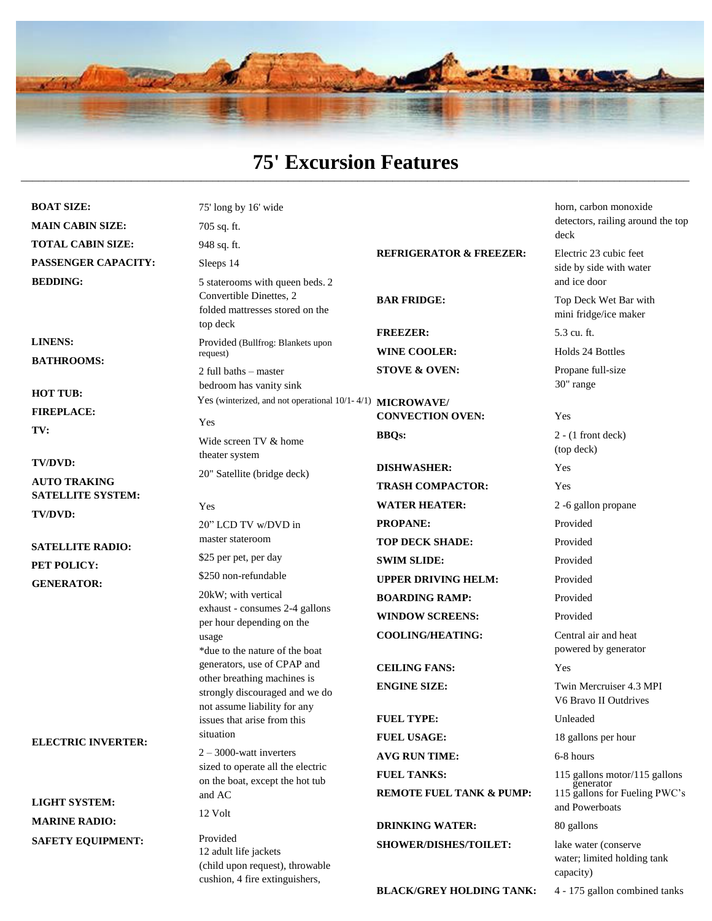# 75' Excursion Features

| | |
|---|---|
| **BOAT SIZE:** | 75' long by 16' wide |
| **MAIN CABIN SIZE:** | 705 sq. ft. |
| **TOTAL CABIN SIZE:** | 948 sq. ft. |
| **PASSENGER CAPACITY:** | Sleeps 14 |
| **BEDDING:** | 5 staterooms with queen beds. 2 Convertible Dinettes, 2 folded mattresses stored on the top deck |
| **LINENS:** | Provided (Bullfrog: Blankets upon request) |
| **BATHROOMS:** | 2 full baths – master bedroom has vanity sink |
| **HOT TUB:** | Yes (winterized, and not operational 10/1- 4/1) |
| **FIREPLACE:** | Yes |
| **TV:** | Wide screen TV & home theater system |
| **TV/DVD:** | 20" Satellite (bridge deck) |
| **AUTO TRAKING SATELLITE SYSTEM:** | Yes |
| **TV/DVD:** | 20" LCD TV w/DVD in master stateroom |
| **SATELLITE RADIO:** | $25 per pet, per day |
| **PET POLICY:** | $250 non-refundable |
| **GENERATOR:** | 20kW; with vertical exhaust - consumes 2-4 gallons per hour depending on the usage *due to the nature of the boat generators, use of CPAP and other breathing machines is strongly discouraged and we do not assume liability for any issues that arise from this situation |
| **ELECTRIC INVERTER:** | 2 – 3000-watt inverters sized to operate all the electric on the boat, except the hot tub and AC |
| **LIGHT SYSTEM:** | 12 Volt |
| **MARINE RADIO:** | Provided |
| **SAFETY EQUIPMENT:** | 12 adult life jackets (child upon request), throwable cushion, 4 fire extinguishers, horn, carbon monoxide detectors, railing around the top deck |
| **REFRIGERATOR & FREEZER:** | Electric 23 cubic feet side by side with water and ice door |
| **BAR FRIDGE:** | Top Deck Wet Bar with mini fridge/ice maker |
| **FREEZER:** | 5.3 cu. ft. |
| **WINE COOLER:** | Holds 24 Bottles |
| **STOVE & OVEN:** | Propane full-size 30" range |
| **MICROWAVE/ CONVECTION OVEN:** | Yes |
| **BBQs:** | 2 - (1 front deck) (top deck) |
| **DISHWASHER:** | Yes |
| **TRASH COMPACTOR:** | Yes |
| **WATER HEATER:** | 2 -6 gallon propane |
| **PROPANE:** | Provided |
| **TOP DECK SHADE:** | Provided |
| **SWIM SLIDE:** | Provided |
| **UPPER DRIVING HELM:** | Provided |
| **BOARDING RAMP:** | Provided |
| **WINDOW SCREENS:** | Provided |
| **COOLING/HEATING:** | Central air and heat powered by generator |
| **CEILING FANS:** | Yes |
| **ENGINE SIZE:** | Twin Mercruiser 4.3 MPI V6 Bravo II Outdrives |
| **FUEL TYPE:** | Unleaded |
| **FUEL USAGE:** | 18 gallons per hour |
| **AVG RUN TIME:** | 6-8 hours |
| **FUEL TANKS:** | 115 gallons motor/115 gallons generator |
| **REMOTE FUEL TANK & PUMP:** | 115 gallons for Fueling PWC's and Powerboats |
| **DRINKING WATER:** | 80 gallons |
| **SHOWER/DISHES/TOILET:** | lake water (conserve water; limited holding tank capacity) |
| **BLACK/GREY HOLDING TANK:** | 4 - 175 gallon combined tanks |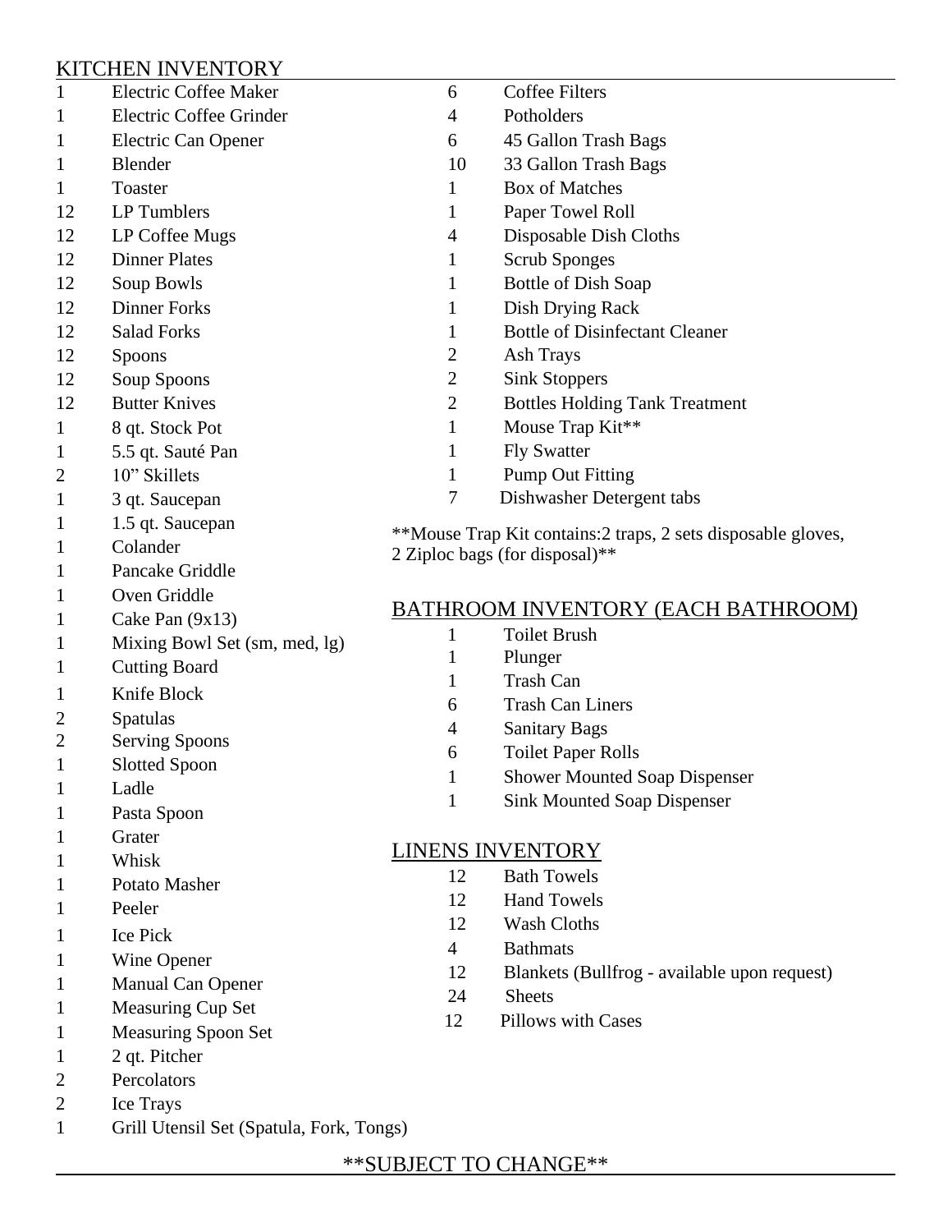## KITCHEN INVENTORY

| Qty | Item |
|---|---|
| 1 | Electric Coffee Maker |
| 1 | Electric Coffee Grinder |
| 1 | Electric Can Opener |
| 1 | Blender |
| 1 | Toaster |
| 12 | LP Tumblers |
| 12 | LP Coffee Mugs |
| 12 | Dinner Plates |
| 12 | Soup Bowls |
| 12 | Dinner Forks |
| 12 | Salad Forks |
| 12 | Spoons |
| 12 | Soup Spoons |
| 12 | Butter Knives |
| 1 | 8 qt. Stock Pot |
| 1 | 5.5 qt. Sauté Pan |
| 2 | 10" Skillets |
| 1 | 3 qt. Saucepan |
| 1 | 1.5 qt. Saucepan |
| 1 | Colander |
| 1 | Pancake Griddle |
| 1 | Oven Griddle |
| 1 | Cake Pan (9x13) |
| 1 | Mixing Bowl Set (sm, med, lg) |
| 1 | Cutting Board |
| 1 | Knife Block |
| 2 | Spatulas |
| 2 | Serving Spoons |
| 1 | Slotted Spoon |
| 1 | Ladle |
| 1 | Pasta Spoon |
| 1 | Grater |
| 1 | Whisk |
| 1 | Potato Masher |
| 1 | Peeler |
| 1 | Ice Pick |
| 1 | Wine Opener |
| 1 | Manual Can Opener |
| 1 | Measuring Cup Set |
| 1 | Measuring Spoon Set |
| 1 | 2 qt. Pitcher |
| 2 | Percolators |
| 2 | Ice Trays |
| 1 | Grill Utensil Set (Spatula, Fork, Tongs) |
| 6 | Coffee Filters |
| 4 | Potholders |
| 6 | 45 Gallon Trash Bags |
| 10 | 33 Gallon Trash Bags |
| 1 | Box of Matches |
| 1 | Paper Towel Roll |
| 4 | Disposable Dish Cloths |
| 1 | Scrub Sponges |
| 1 | Bottle of Dish Soap |
| 1 | Dish Drying Rack |
| 1 | Bottle of Disinfectant Cleaner |
| 2 | Ash Trays |
| 2 | Sink Stoppers |
| 2 | Bottles Holding Tank Treatment |
| 1 | Mouse Trap Kit** |
| 1 | Fly Swatter |
| 1 | Pump Out Fitting |
| 7 | Dishwasher Detergent tabs |

**Mouse Trap Kit contains:2 traps, 2 sets disposable gloves, 2 Ziploc bags (for disposal)**

## BATHROOM INVENTORY (EACH BATHROOM)

| Qty | Item |
|---|---|
| 1 | Toilet Brush |
| 1 | Plunger |
| 1 | Trash Can |
| 6 | Trash Can Liners |
| 4 | Sanitary Bags |
| 6 | Toilet Paper Rolls |
| 1 | Shower Mounted Soap Dispenser |
| 1 | Sink Mounted Soap Dispenser |

## LINENS INVENTORY

| Qty | Item |
|---|---|
| 12 | Bath Towels |
| 12 | Hand Towels |
| 12 | Wash Cloths |
| 4 | Bathmats |
| 12 | Blankets (Bullfrog - available upon request) |
| 24 | Sheets |
| 12 | Pillows with Cases |

**SUBJECT TO CHANGE**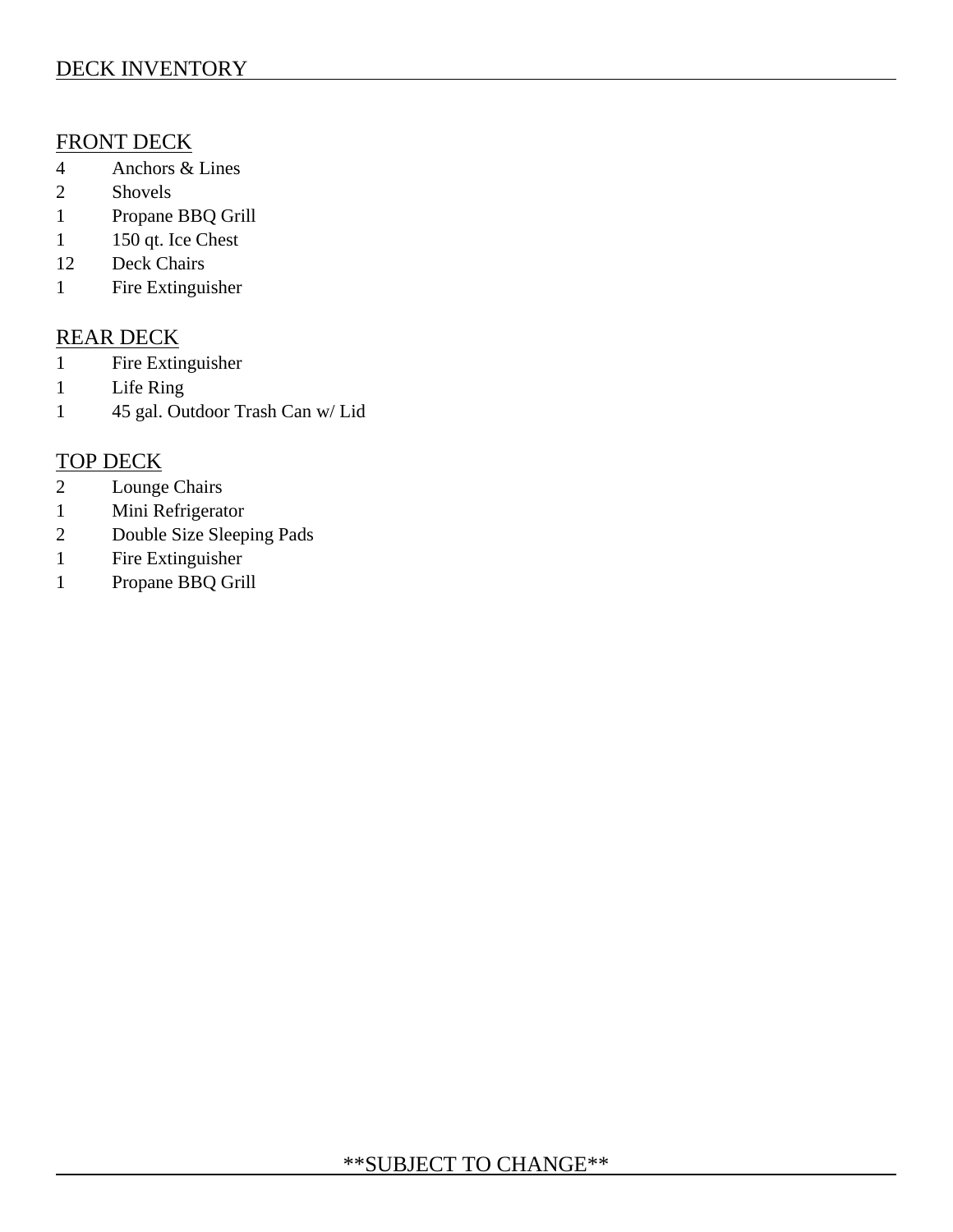# DECK INVENTORY

## FRONT DECK

| | |
|---|---|
| 4 | Anchors & Lines |
| 2 | Shovels |
| 1 | Propane BBQ Grill |
| 1 | 150 qt. Ice Chest |
| 12 | Deck Chairs |
| 1 | Fire Extinguisher |

## REAR DECK

| | |
|---|---|
| 1 | Fire Extinguisher |
| 1 | Life Ring |
| 1 | 45 gal. Outdoor Trash Can w/ Lid |

## TOP DECK

| | |
|---|---|
| 2 | Lounge Chairs |
| 1 | Mini Refrigerator |
| 2 | Double Size Sleeping Pads |
| 1 | Fire Extinguisher |
| 1 | Propane BBQ Grill |

**SUBJECT TO CHANGE**